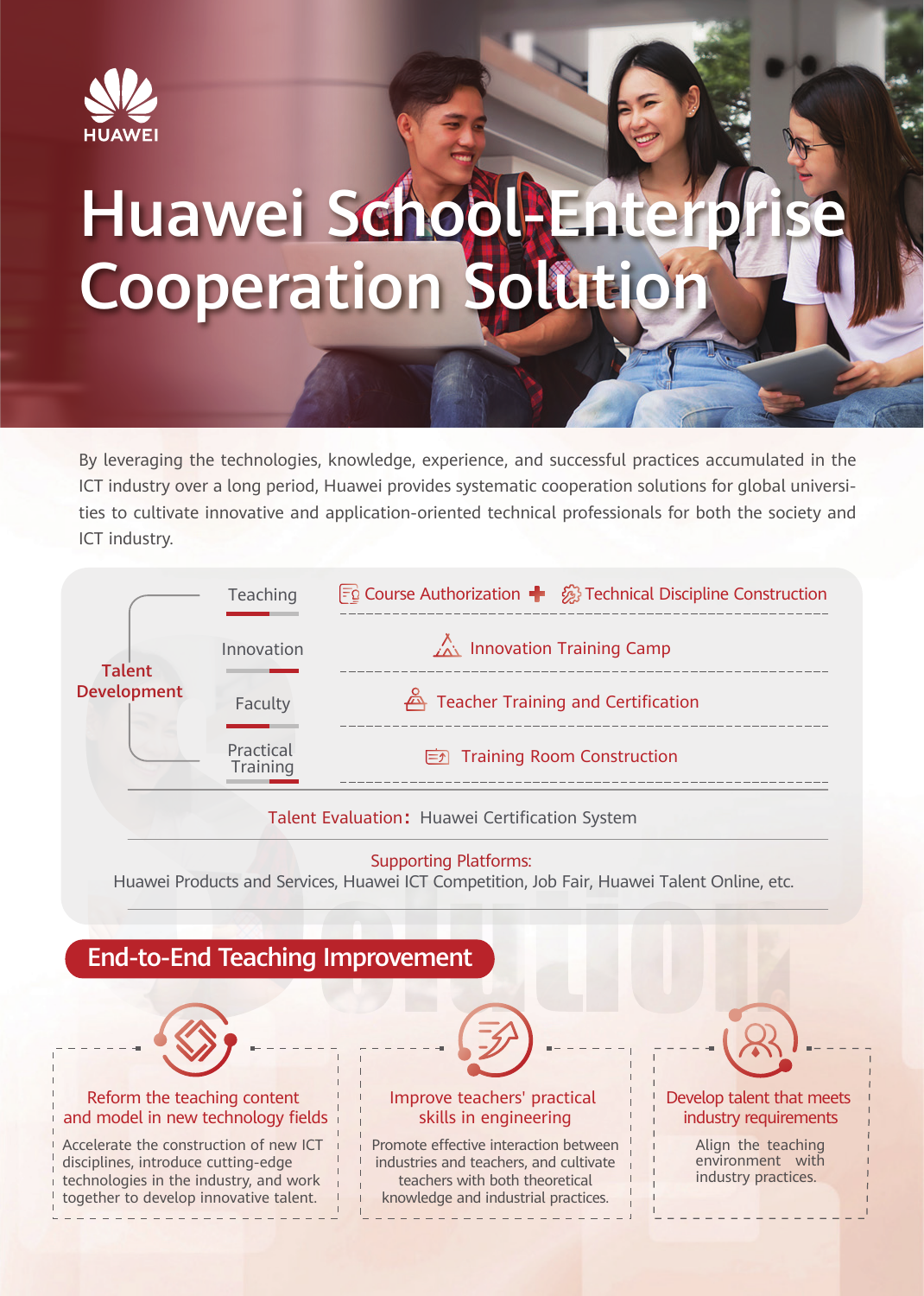HUAWEI

# Huawei School-Enterprise Cooperation Solution

By leveraging the technologies, knowledge, experience, and successful practices accumulated in the ICT industry over a long period, Huawei provides systematic cooperation solutions for global universities to cultivate innovative and application-oriented technical professionals for both the society and ICT industry.

| Talent Development | | |
|---|---|---|
| | Teaching | Course Authorization + Technical Discipline Construction |
| | Innovation | Innovation Training Camp |
| | Faculty | Teacher Training and Certification |
| | Practical Training | Training Room Construction |

Talent Evaluation: Huawei Certification System

Supporting Platforms:
Huawei Products and Services, Huawei ICT Competition, Job Fair, Huawei Talent Online, etc.

## End-to-End Teaching Improvement

### Reform the teaching content and model in new technology fields

Accelerate the construction of new ICT disciplines, introduce cutting-edge technologies in the industry, and work together to develop innovative talent.

### Improve teachers' practical skills in engineering

Promote effective interaction between industries and teachers, and cultivate teachers with both theoretical knowledge and industrial practices.

### Develop talent that meets industry requirements

Align the teaching environment with industry practices.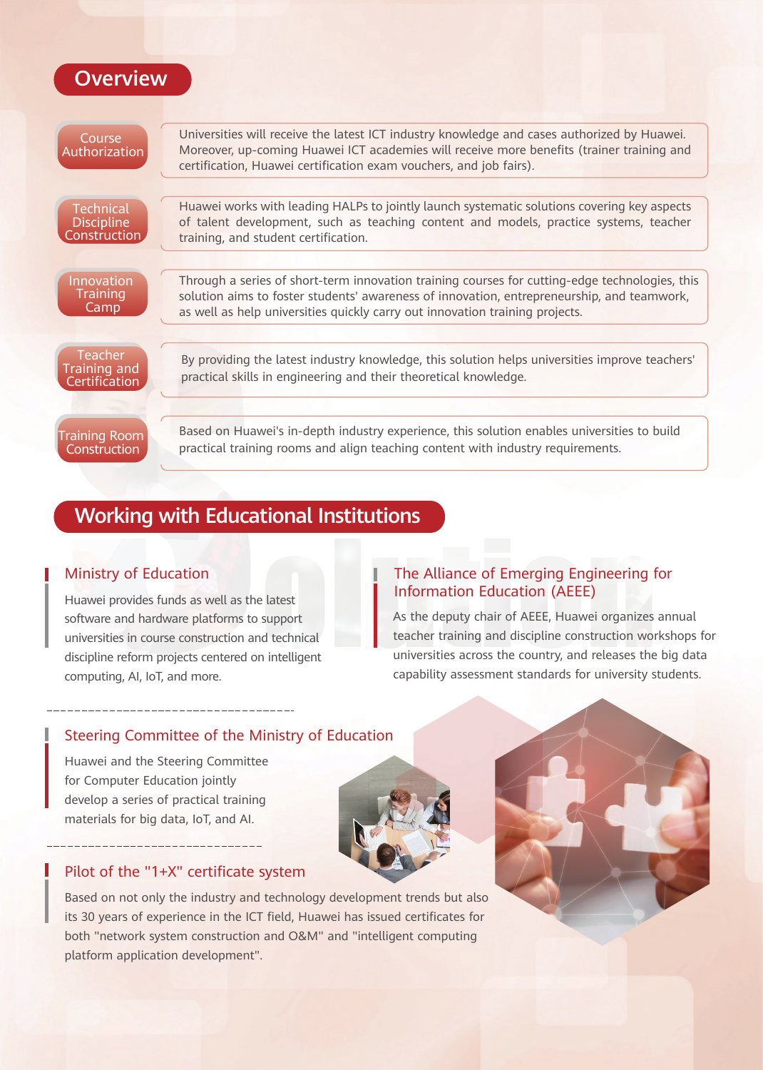## Overview

**Course Authorization**

Universities will receive the latest ICT industry knowledge and cases authorized by Huawei. Moreover, up-coming Huawei ICT academies will receive more benefits (trainer training and certification, Huawei certification exam vouchers, and job fairs).

**Technical Discipline Construction**

Huawei works with leading HALPs to jointly launch systematic solutions covering key aspects of talent development, such as teaching content and models, practice systems, teacher training, and student certification.

**Innovation Training Camp**

Through a series of short-term innovation training courses for cutting-edge technologies, this solution aims to foster students' awareness of innovation, entrepreneurship, and teamwork, as well as help universities quickly carry out innovation training projects.

**Teacher Training and Certification**

By providing the latest industry knowledge, this solution helps universities improve teachers' practical skills in engineering and their theoretical knowledge.

**Training Room Construction**

Based on Huawei's in-depth industry experience, this solution enables universities to build practical training rooms and align teaching content with industry requirements.

## Working with Educational Institutions

### Ministry of Education

Huawei provides funds as well as the latest software and hardware platforms to support universities in course construction and technical discipline reform projects centered on intelligent computing, AI, IoT, and more.

### The Alliance of Emerging Engineering for Information Education (AEEE)

As the deputy chair of AEEE, Huawei organizes annual teacher training and discipline construction workshops for universities across the country, and releases the big data capability assessment standards for university students.

### Steering Committee of the Ministry of Education

Huawei and the Steering Committee for Computer Education jointly develop a series of practical training materials for big data, IoT, and AI.

### Pilot of the "1+X" certificate system

Based on not only the industry and technology development trends but also its 30 years of experience in the ICT field, Huawei has issued certificates for both "network system construction and O&M" and "intelligent computing platform application development".